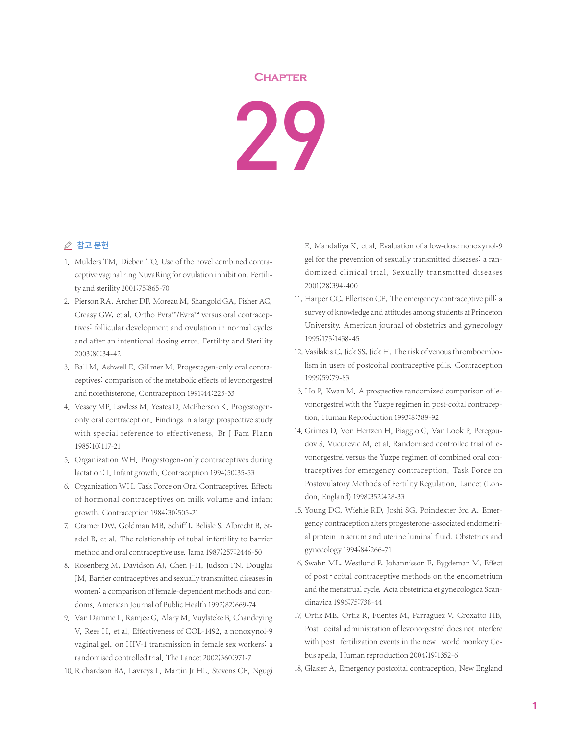# Chapter 29

## 참고 문헌

1. Mulders TM, Dieben TO. Use of the novel combined contraceptive vaginal ring NuvaRing for ovulation inhibition. Fertility and sterility 2001;75:865-70
2. Pierson RA, Archer DF, Moreau M, Shangold GA, Fisher AC, Creasy GW, et al. Ortho Evra™/Evra™ versus oral contraceptives: follicular development and ovulation in normal cycles and after an intentional dosing error. Fertility and Sterility 2003;80:34-42
3. Ball M, Ashwell E, Gillmer M. Progestagen-only oral contraceptives: comparison of the metabolic effects of levonorgestrel and norethisterone. Contraception 1991;44:223-33
4. Vessey MP, Lawless M, Yeates D, McPherson K. Progestogen-only oral contraception. Findings in a large prospective study with special reference to effectiveness. Br J Fam Plann 1985;10:117-21
5. Organization WH. Progestogen-only contraceptives during lactation: I. Infant growth. Contraception 1994;50:35-53
6. Organization WH. Task Force on Oral Contraceptives. Effects of hormonal contraceptives on milk volume and infant growth. Contraception 1984;30:505-21
7. Cramer DW, Goldman MB, Schiff I, Belisle S, Albrecht B, Stadel B, et al. The relationship of tubal infertility to barrier method and oral contraceptive use. Jama 1987;257:2446-50
8. Rosenberg M, Davidson AJ, Chen J-H, Judson FN, Douglas JM. Barrier contraceptives and sexually transmitted diseases in women: a comparison of female-dependent methods and condoms. American Journal of Public Health 1992;82:669-74
9. Van Damme L, Ramjee G, Alary M, Vuylsteke B, Chandeying V, Rees H, et al. Effectiveness of COL-1492, a nonoxynol-9 vaginal gel, on HIV-1 transmission in female sex workers: a randomised controlled trial. The Lancet 2002;360:971-7
10. Richardson BA, Lavreys L, Martin Jr HL, Stevens CE, Ngugi E, Mandaliya K, et al. Evaluation of a low-dose nonoxynol-9 gel for the prevention of sexually transmitted diseases: a randomized clinical trial. Sexually transmitted diseases 2001;28:394-400
11. Harper CC, Ellertson CE. The emergency contraceptive pill: a survey of knowledge and attitudes among students at Princeton University. American journal of obstetrics and gynecology 1995;173:1438-45
12. Vasilakis C, Jick SS, Jick H. The risk of venous thromboembolism in users of postcoital contraceptive pills. Contraception 1999;59:79-83
13. Ho P, Kwan M. A prospective randomized comparison of levonorgestrel with the Yuzpe regimen in post-coital contraception. Human Reproduction 1993;8:389-92
14. Grimes D, Von Hertzen H, Piaggio G, Van Look P, Peregoudov S, Vucurevic M, et al. Randomised controlled trial of levonorgestrel versus the Yuzpe regimen of combined oral contraceptives for emergency contraception. Task Force on Postovulatory Methods of Fertility Regulation. Lancet (London, England) 1998;352:428-33
15. Young DC, Wiehle RD, Joshi SG, Poindexter 3rd A. Emergency contraception alters progesterone-associated endometrial protein in serum and uterine luminal fluid. Obstetrics and gynecology 1994;84:266-71
16. Swahn ML, Westlund P, Johannisson E, Bygdeman M. Effect of post-coital contraceptive methods on the endometrium and the menstrual cycle. Acta obstetricia et gynecologica Scandinavica 1996;75:738-44
17. Ortiz ME, Ortiz R, Fuentes M, Parraguez V, Croxatto HB. Post-coital administration of levonorgestrel does not interfere with post-fertilization events in the new-world monkey Cebus apella. Human reproduction 2004;19:1352-6
18. Glasier A. Emergency postcoital contraception. New England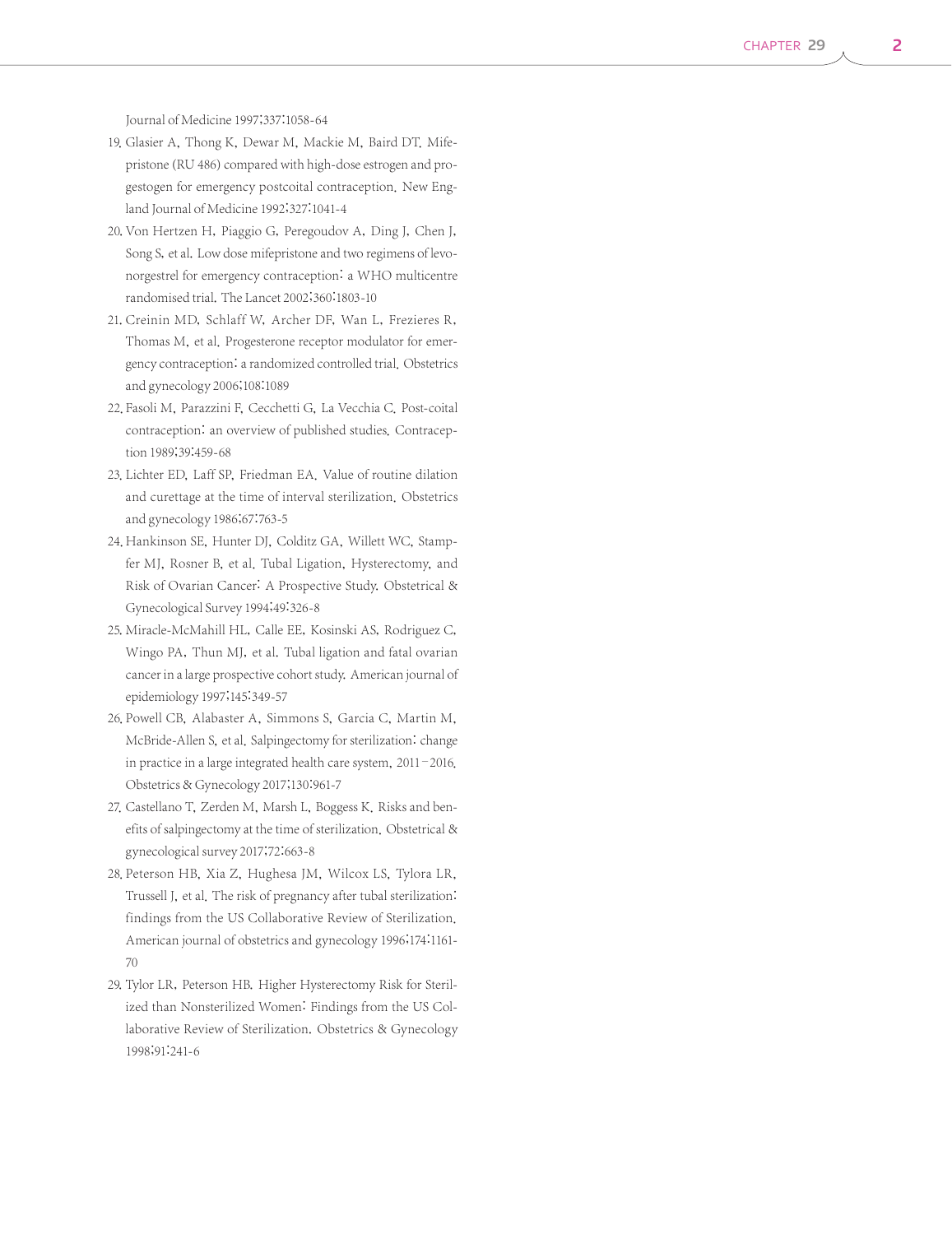Journal of Medicine 1997;337:1058-64

19. Glasier A, Thong K, Dewar M, Mackie M, Baird DT. Mifepristone (RU 486) compared with high-dose estrogen and progestogen for emergency postcoital contraception. New England Journal of Medicine 1992;327:1041-4
20. Von Hertzen H, Piaggio G, Peregoudov A, Ding J, Chen J, Song S, et al. Low dose mifepristone and two regimens of levonorgestrel for emergency contraception: a WHO multicentre randomised trial. The Lancet 2002;360:1803-10
21. Creinin MD, Schlaff W, Archer DF, Wan L, Frezieres R, Thomas M, et al. Progesterone receptor modulator for emergency contraception: a randomized controlled trial. Obstetrics and gynecology 2006;108:1089
22. Fasoli M, Parazzini F, Cecchetti G, La Vecchia C. Post-coital contraception: an overview of published studies. Contraception 1989;39:459-68
23. Lichter ED, Laff SP, Friedman EA. Value of routine dilation and curettage at the time of interval sterilization. Obstetrics and gynecology 1986;67:763-5
24. Hankinson SE, Hunter DJ, Colditz GA, Willett WC, Stampfer MJ, Rosner B, et al. Tubal Ligation, Hysterectomy, and Risk of Ovarian Cancer: A Prospective Study. Obstetrical & Gynecological Survey 1994;49:326-8
25. Miracle-McMahill HL, Calle EE, Kosinski AS, Rodriguez C, Wingo PA, Thun MJ, et al. Tubal ligation and fatal ovarian cancer in a large prospective cohort study. American journal of epidemiology 1997;145:349-57
26. Powell CB, Alabaster A, Simmons S, Garcia C, Martin M, McBride-Allen S, et al. Salpingectomy for sterilization: change in practice in a large integrated health care system, 2011–2016. Obstetrics & Gynecology 2017;130:961-7
27. Castellano T, Zerden M, Marsh L, Boggess K. Risks and benefits of salpingectomy at the time of sterilization. Obstetrical & gynecological survey 2017;72:663-8
28. Peterson HB, Xia Z, Hughesa JM, Wilcox LS, Tylora LR, Trussell J, et al. The risk of pregnancy after tubal sterilization: findings from the US Collaborative Review of Sterilization. American journal of obstetrics and gynecology 1996;174:1161-70
29. Tylor LR, Peterson HB. Higher Hysterectomy Risk for Sterilized than Nonsterilized Women: Findings from the US Collaborative Review of Sterilization. Obstetrics & Gynecology 1998;91:241-6